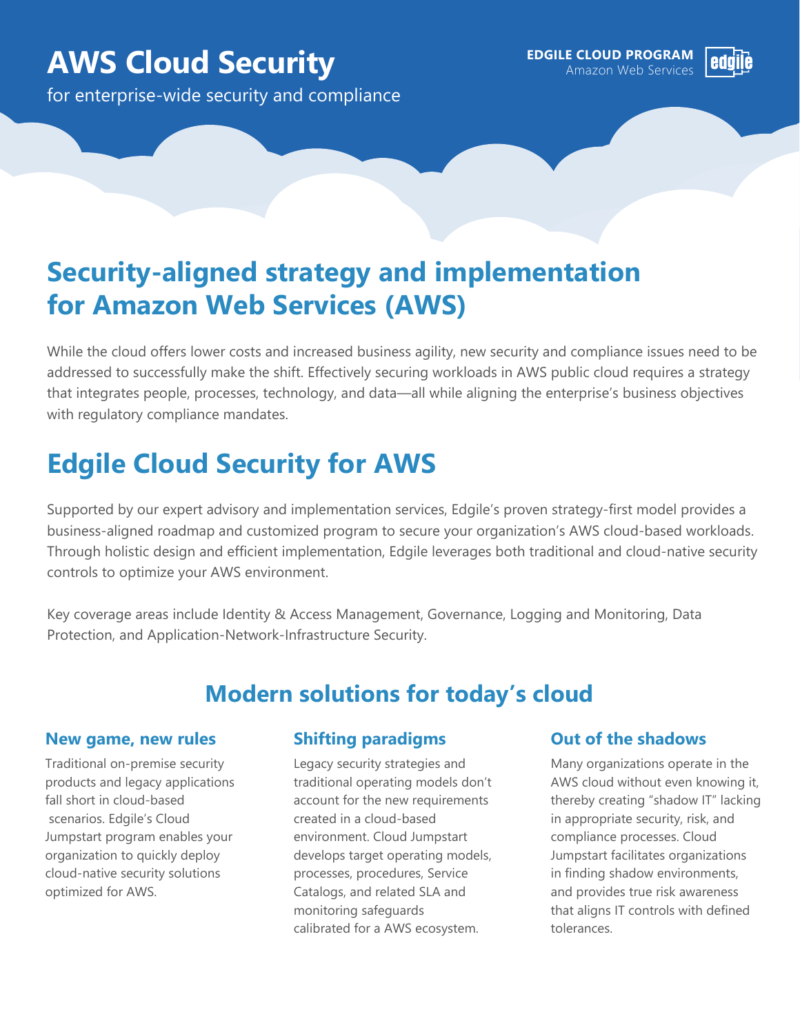# AWS Cloud Security

for enterprise-wide security and compliance

EDGILE CLOUD PROGRAM
Amazon Web Services

## Security-aligned strategy and implementation for Amazon Web Services (AWS)

While the cloud offers lower costs and increased business agility, new security and compliance issues need to be addressed to successfully make the shift. Effectively securing workloads in AWS public cloud requires a strategy that integrates people, processes, technology, and data—all while aligning the enterprise's business objectives with regulatory compliance mandates.

## Edgile Cloud Security for AWS

Supported by our expert advisory and implementation services, Edgile's proven strategy-first model provides a business-aligned roadmap and customized program to secure your organization's AWS cloud-based workloads. Through holistic design and efficient implementation, Edgile leverages both traditional and cloud-native security controls to optimize your AWS environment.

Key coverage areas include Identity & Access Management, Governance, Logging and Monitoring, Data Protection, and Application-Network-Infrastructure Security.

## Modern solutions for today's cloud

### New game, new rules

Traditional on-premise security products and legacy applications fall short in cloud-based scenarios. Edgile's Cloud Jumpstart program enables your organization to quickly deploy cloud-native security solutions optimized for AWS.

### Shifting paradigms

Legacy security strategies and traditional operating models don't account for the new requirements created in a cloud-based environment. Cloud Jumpstart develops target operating models, processes, procedures, Service Catalogs, and related SLA and monitoring safeguards calibrated for a AWS ecosystem.

### Out of the shadows

Many organizations operate in the AWS cloud without even knowing it, thereby creating "shadow IT" lacking in appropriate security, risk, and compliance processes. Cloud Jumpstart facilitates organizations in finding shadow environments, and provides true risk awareness that aligns IT controls with defined tolerances.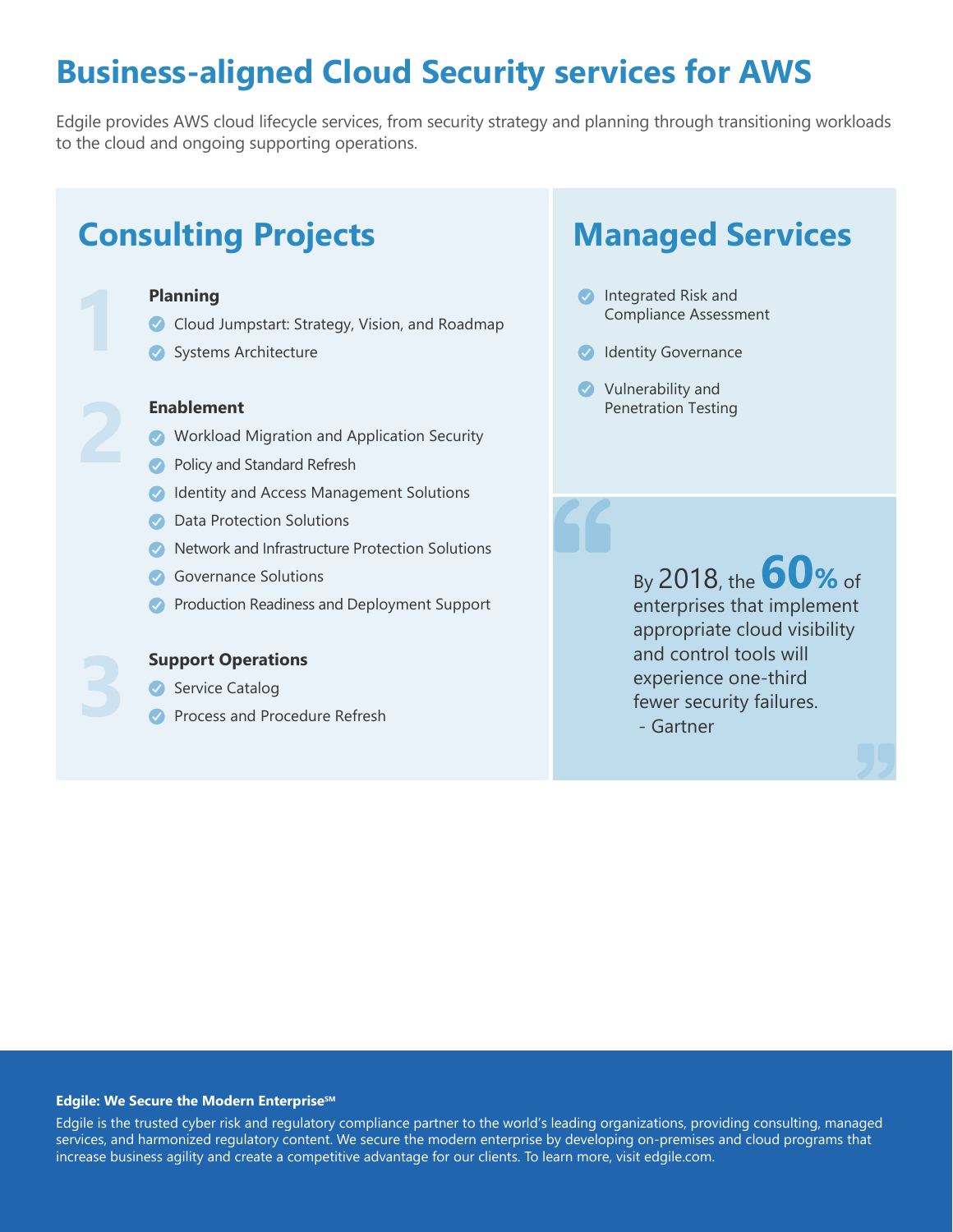# Business-aligned Cloud Security services for AWS

Edgile provides AWS cloud lifecycle services, from security strategy and planning through transitioning workloads to the cloud and ongoing supporting operations.

## Consulting Projects

### 1 Planning

- Cloud Jumpstart: Strategy, Vision, and Roadmap
- Systems Architecture

### 2 Enablement

- Workload Migration and Application Security
- Policy and Standard Refresh
- Identity and Access Management Solutions
- Data Protection Solutions
- Network and Infrastructure Protection Solutions
- Governance Solutions
- Production Readiness and Deployment Support

### 3 Support Operations

- Service Catalog
- Process and Procedure Refresh

## Managed Services

- Integrated Risk and Compliance Assessment
- Identity Governance
- Vulnerability and Penetration Testing

> By 2018, the **60%** of enterprises that implement appropriate cloud visibility and control tools will experience one-third fewer security failures.
> - Gartner

**Edgile: We Secure the Modern Enterprise℠**

Edgile is the trusted cyber risk and regulatory compliance partner to the world's leading organizations, providing consulting, managed services, and harmonized regulatory content. We secure the modern enterprise by developing on-premises and cloud programs that increase business agility and create a competitive advantage for our clients. To learn more, visit edgile.com.